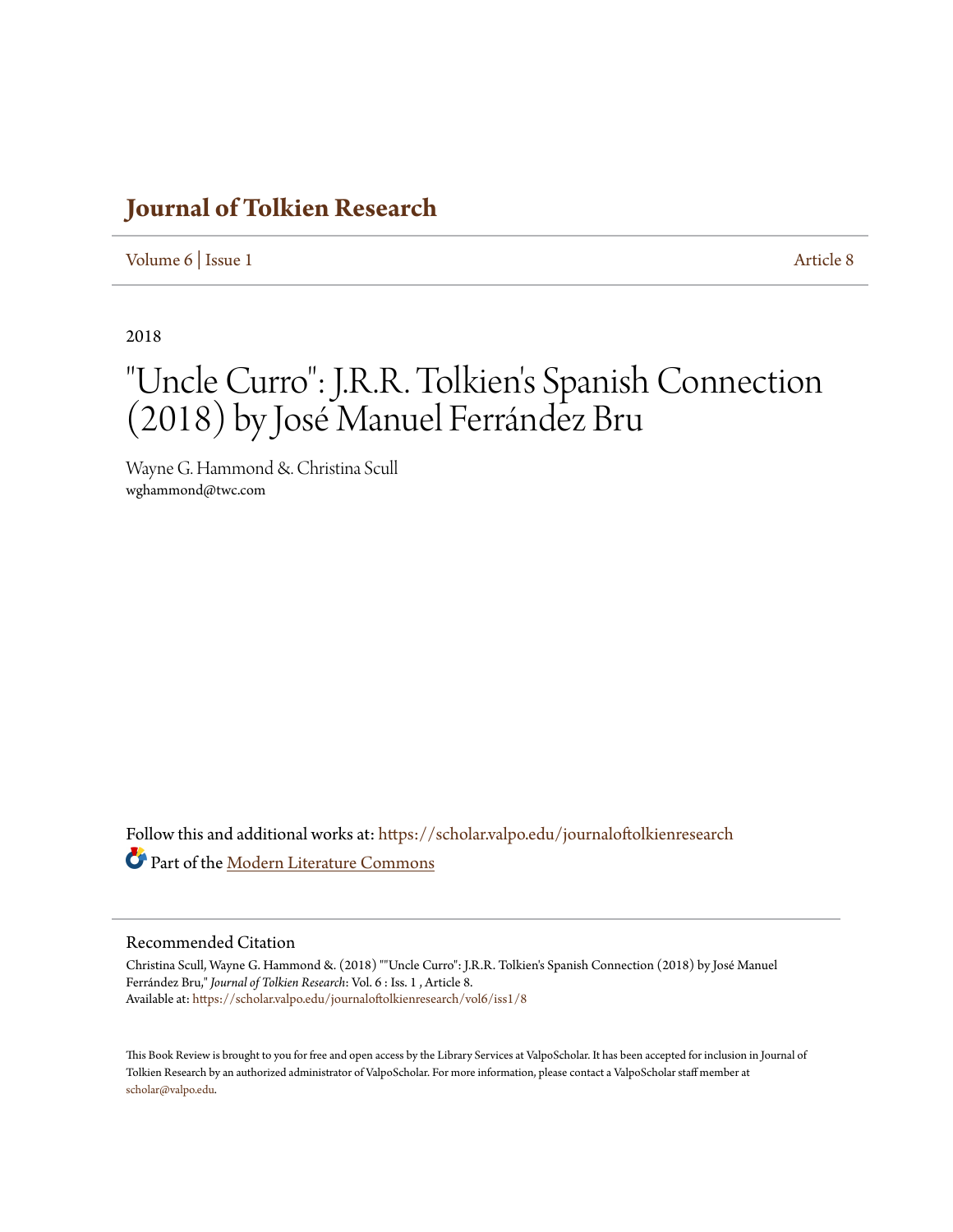# Journal of Tolkien Research

Volume 6 | Issue 1 Article 8

2018

# "Uncle Curro": J.R.R. Tolkien's Spanish Connection (2018) by José Manuel Ferrández Bru

Wayne G. Hammond &. Christina Scull
wghammond@twc.com

Follow this and additional works at: https://scholar.valpo.edu/journaloftolkienresearch

Part of the Modern Literature Commons

## Recommended Citation

Christina Scull, Wayne G. Hammond &. (2018) ""Uncle Curro": J.R.R. Tolkien's Spanish Connection (2018) by José Manuel Ferrández Bru," *Journal of Tolkien Research*: Vol. 6 : Iss. 1 , Article 8.
Available at: https://scholar.valpo.edu/journaloftolkienresearch/vol6/iss1/8

This Book Review is brought to you for free and open access by the Library Services at ValpoScholar. It has been accepted for inclusion in Journal of Tolkien Research by an authorized administrator of ValpoScholar. For more information, please contact a ValpoScholar staff member at scholar@valpo.edu.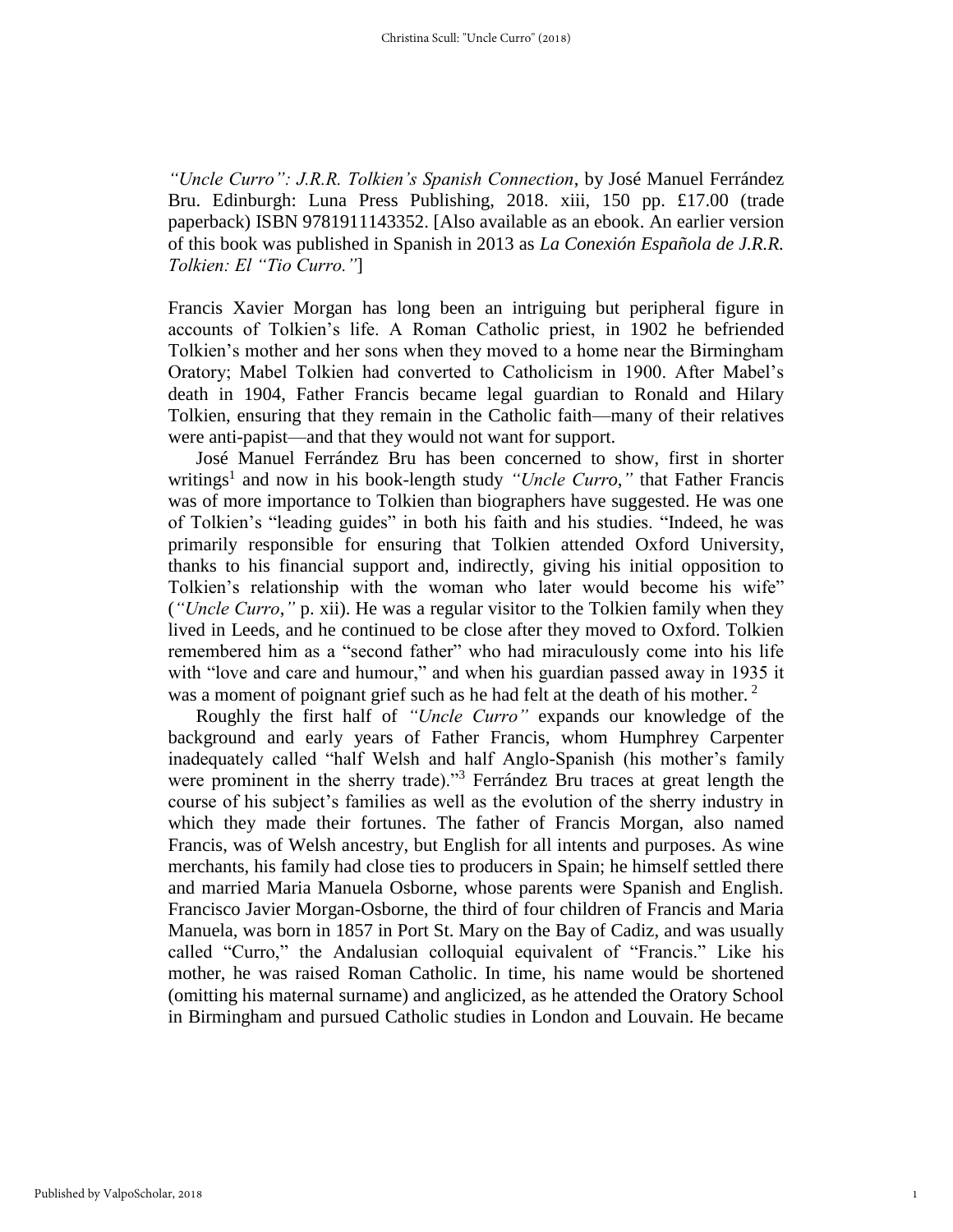*"Uncle Curro": J.R.R. Tolkien's Spanish Connection*, by José Manuel Ferrández Bru. Edinburgh: Luna Press Publishing, 2018. xiii, 150 pp. £17.00 (trade paperback) ISBN 9781911143352. [Also available as an ebook. An earlier version of this book was published in Spanish in 2013 as *La Conexión Española de J.R.R. Tolkien: El "Tio Curro."*]

Francis Xavier Morgan has long been an intriguing but peripheral figure in accounts of Tolkien's life. A Roman Catholic priest, in 1902 he befriended Tolkien's mother and her sons when they moved to a home near the Birmingham Oratory; Mabel Tolkien had converted to Catholicism in 1900. After Mabel's death in 1904, Father Francis became legal guardian to Ronald and Hilary Tolkien, ensuring that they remain in the Catholic faith—many of their relatives were anti-papist—and that they would not want for support.

José Manuel Ferrández Bru has been concerned to show, first in shorter writings[1] and now in his book-length study *"Uncle Curro,"* that Father Francis was of more importance to Tolkien than biographers have suggested. He was one of Tolkien's "leading guides" in both his faith and his studies. "Indeed, he was primarily responsible for ensuring that Tolkien attended Oxford University, thanks to his financial support and, indirectly, giving his initial opposition to Tolkien's relationship with the woman who later would become his wife" (*"Uncle Curro,"* p. xii). He was a regular visitor to the Tolkien family when they lived in Leeds, and he continued to be close after they moved to Oxford. Tolkien remembered him as a "second father" who had miraculously come into his life with "love and care and humour," and when his guardian passed away in 1935 it was a moment of poignant grief such as he had felt at the death of his mother.[2]

Roughly the first half of *"Uncle Curro"* expands our knowledge of the background and early years of Father Francis, whom Humphrey Carpenter inadequately called "half Welsh and half Anglo-Spanish (his mother's family were prominent in the sherry trade)."[3] Ferrández Bru traces at great length the course of his subject's families as well as the evolution of the sherry industry in which they made their fortunes. The father of Francis Morgan, also named Francis, was of Welsh ancestry, but English for all intents and purposes. As wine merchants, his family had close ties to producers in Spain; he himself settled there and married Maria Manuela Osborne, whose parents were Spanish and English. Francisco Javier Morgan-Osborne, the third of four children of Francis and Maria Manuela, was born in 1857 in Port St. Mary on the Bay of Cadiz, and was usually called "Curro," the Andalusian colloquial equivalent of "Francis." Like his mother, he was raised Roman Catholic. In time, his name would be shortened (omitting his maternal surname) and anglicized, as he attended the Oratory School in Birmingham and pursued Catholic studies in London and Louvain. He became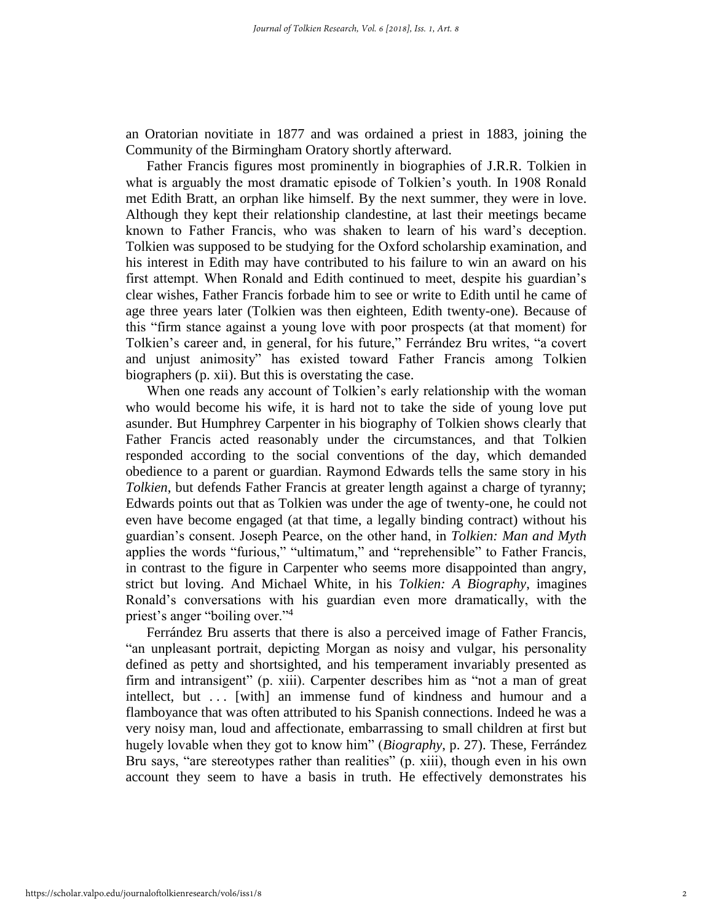an Oratorian novitiate in 1877 and was ordained a priest in 1883, joining the Community of the Birmingham Oratory shortly afterward.

Father Francis figures most prominently in biographies of J.R.R. Tolkien in what is arguably the most dramatic episode of Tolkien's youth. In 1908 Ronald met Edith Bratt, an orphan like himself. By the next summer, they were in love. Although they kept their relationship clandestine, at last their meetings became known to Father Francis, who was shaken to learn of his ward's deception. Tolkien was supposed to be studying for the Oxford scholarship examination, and his interest in Edith may have contributed to his failure to win an award on his first attempt. When Ronald and Edith continued to meet, despite his guardian's clear wishes, Father Francis forbade him to see or write to Edith until he came of age three years later (Tolkien was then eighteen, Edith twenty-one). Because of this "firm stance against a young love with poor prospects (at that moment) for Tolkien's career and, in general, for his future," Ferrández Bru writes, "a covert and unjust animosity" has existed toward Father Francis among Tolkien biographers (p. xii). But this is overstating the case.

When one reads any account of Tolkien's early relationship with the woman who would become his wife, it is hard not to take the side of young love put asunder. But Humphrey Carpenter in his biography of Tolkien shows clearly that Father Francis acted reasonably under the circumstances, and that Tolkien responded according to the social conventions of the day, which demanded obedience to a parent or guardian. Raymond Edwards tells the same story in his *Tolkien*, but defends Father Francis at greater length against a charge of tyranny; Edwards points out that as Tolkien was under the age of twenty-one, he could not even have become engaged (at that time, a legally binding contract) without his guardian's consent. Joseph Pearce, on the other hand, in *Tolkien: Man and Myth* applies the words "furious," "ultimatum," and "reprehensible" to Father Francis, in contrast to the figure in Carpenter who seems more disappointed than angry, strict but loving. And Michael White, in his *Tolkien: A Biography*, imagines Ronald's conversations with his guardian even more dramatically, with the priest's anger "boiling over."[4]

Ferrández Bru asserts that there is also a perceived image of Father Francis, "an unpleasant portrait, depicting Morgan as noisy and vulgar, his personality defined as petty and shortsighted, and his temperament invariably presented as firm and intransigent" (p. xiii). Carpenter describes him as "not a man of great intellect, but . . . [with] an immense fund of kindness and humour and a flamboyance that was often attributed to his Spanish connections. Indeed he was a very noisy man, loud and affectionate, embarrassing to small children at first but hugely lovable when they got to know him" (*Biography*, p. 27). These, Ferrández Bru says, "are stereotypes rather than realities" (p. xiii), though even in his own account they seem to have a basis in truth. He effectively demonstrates his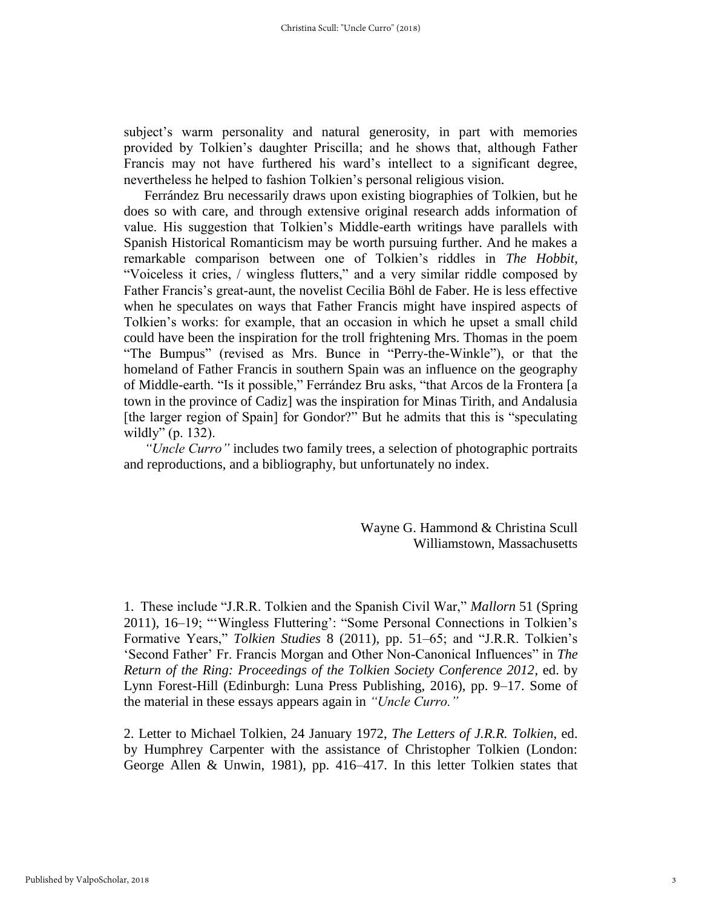subject's warm personality and natural generosity, in part with memories provided by Tolkien's daughter Priscilla; and he shows that, although Father Francis may not have furthered his ward's intellect to a significant degree, nevertheless he helped to fashion Tolkien's personal religious vision.

Ferrández Bru necessarily draws upon existing biographies of Tolkien, but he does so with care, and through extensive original research adds information of value. His suggestion that Tolkien's Middle-earth writings have parallels with Spanish Historical Romanticism may be worth pursuing further. And he makes a remarkable comparison between one of Tolkien's riddles in *The Hobbit*, "Voiceless it cries, / wingless flutters," and a very similar riddle composed by Father Francis's great-aunt, the novelist Cecilia Böhl de Faber. He is less effective when he speculates on ways that Father Francis might have inspired aspects of Tolkien's works: for example, that an occasion in which he upset a small child could have been the inspiration for the troll frightening Mrs. Thomas in the poem "The Bumpus" (revised as Mrs. Bunce in "Perry-the-Winkle"), or that the homeland of Father Francis in southern Spain was an influence on the geography of Middle-earth. "Is it possible," Ferrández Bru asks, "that Arcos de la Frontera [a town in the province of Cadiz] was the inspiration for Minas Tirith, and Andalusia [the larger region of Spain] for Gondor?" But he admits that this is "speculating wildly" (p. 132).

*"Uncle Curro"* includes two family trees, a selection of photographic portraits and reproductions, and a bibliography, but unfortunately no index.

Wayne G. Hammond & Christina Scull
Williamstown, Massachusetts

1. These include "J.R.R. Tolkien and the Spanish Civil War," *Mallorn* 51 (Spring 2011), 16–19; "'Wingless Fluttering': "Some Personal Connections in Tolkien's Formative Years," *Tolkien Studies* 8 (2011), pp. 51–65; and "J.R.R. Tolkien's 'Second Father' Fr. Francis Morgan and Other Non-Canonical Influences" in *The Return of the Ring: Proceedings of the Tolkien Society Conference 2012*, ed. by Lynn Forest-Hill (Edinburgh: Luna Press Publishing, 2016), pp. 9–17. Some of the material in these essays appears again in *"Uncle Curro."*

2. Letter to Michael Tolkien, 24 January 1972, *The Letters of J.R.R. Tolkien*, ed. by Humphrey Carpenter with the assistance of Christopher Tolkien (London: George Allen & Unwin, 1981), pp. 416–417. In this letter Tolkien states that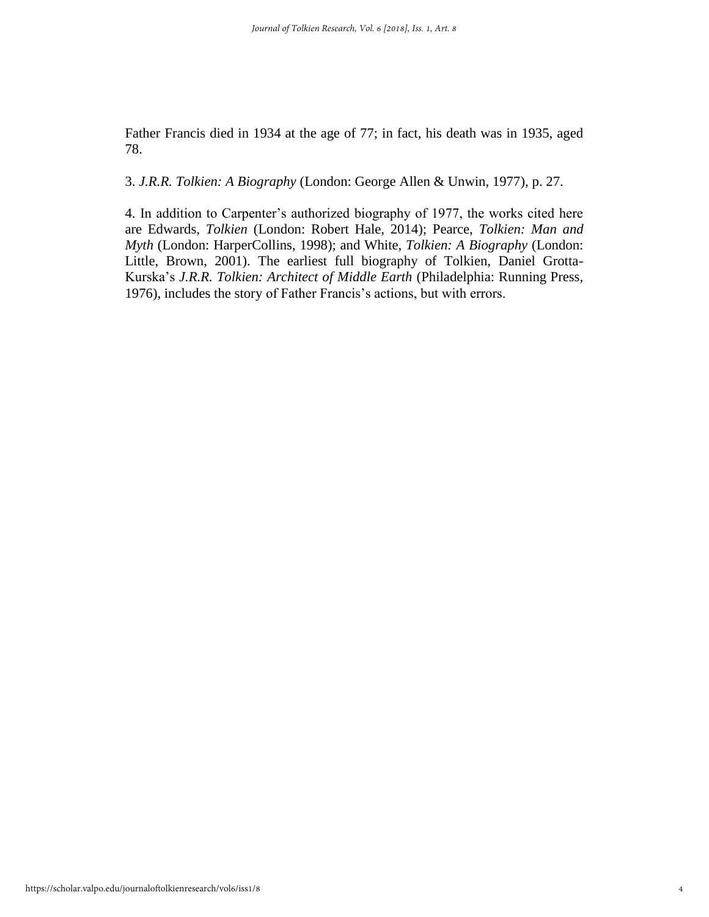Father Francis died in 1934 at the age of 77; in fact, his death was in 1935, aged 78.

3. *J.R.R. Tolkien: A Biography* (London: George Allen & Unwin, 1977), p. 27.

4. In addition to Carpenter's authorized biography of 1977, the works cited here are Edwards, *Tolkien* (London: Robert Hale, 2014); Pearce, *Tolkien: Man and Myth* (London: HarperCollins, 1998); and White, *Tolkien: A Biography* (London: Little, Brown, 2001). The earliest full biography of Tolkien, Daniel Grotta-Kurska's *J.R.R. Tolkien: Architect of Middle Earth* (Philadelphia: Running Press, 1976), includes the story of Father Francis's actions, but with errors.